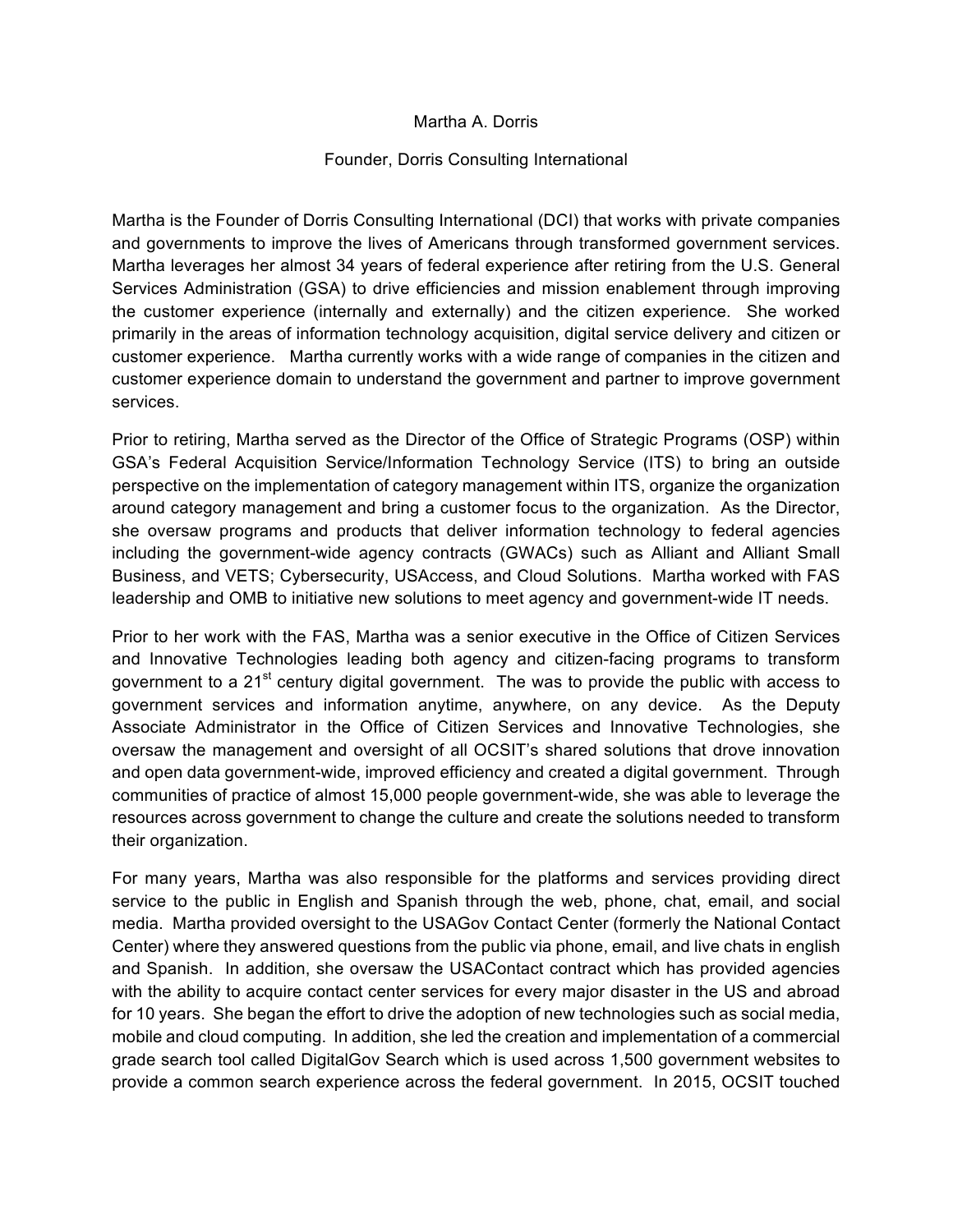Martha A. Dorris

Founder, Dorris Consulting International

Martha is the Founder of Dorris Consulting International (DCI) that works with private companies and governments to improve the lives of Americans through transformed government services. Martha leverages her almost 34 years of federal experience after retiring from the U.S. General Services Administration (GSA) to drive efficiencies and mission enablement through improving the customer experience (internally and externally) and the citizen experience. She worked primarily in the areas of information technology acquisition, digital service delivery and citizen or customer experience. Martha currently works with a wide range of companies in the citizen and customer experience domain to understand the government and partner to improve government services.

Prior to retiring, Martha served as the Director of the Office of Strategic Programs (OSP) within GSA's Federal Acquisition Service/Information Technology Service (ITS) to bring an outside perspective on the implementation of category management within ITS, organize the organization around category management and bring a customer focus to the organization. As the Director, she oversaw programs and products that deliver information technology to federal agencies including the government-wide agency contracts (GWACs) such as Alliant and Alliant Small Business, and VETS; Cybersecurity, USAccess, and Cloud Solutions. Martha worked with FAS leadership and OMB to initiative new solutions to meet agency and government-wide IT needs.

Prior to her work with the FAS, Martha was a senior executive in the Office of Citizen Services and Innovative Technologies leading both agency and citizen-facing programs to transform government to a 21st century digital government. The was to provide the public with access to government services and information anytime, anywhere, on any device. As the Deputy Associate Administrator in the Office of Citizen Services and Innovative Technologies, she oversaw the management and oversight of all OCSIT's shared solutions that drove innovation and open data government-wide, improved efficiency and created a digital government. Through communities of practice of almost 15,000 people government-wide, she was able to leverage the resources across government to change the culture and create the solutions needed to transform their organization.

For many years, Martha was also responsible for the platforms and services providing direct service to the public in English and Spanish through the web, phone, chat, email, and social media. Martha provided oversight to the USAGov Contact Center (formerly the National Contact Center) where they answered questions from the public via phone, email, and live chats in english and Spanish. In addition, she oversaw the USAContact contract which has provided agencies with the ability to acquire contact center services for every major disaster in the US and abroad for 10 years. She began the effort to drive the adoption of new technologies such as social media, mobile and cloud computing. In addition, she led the creation and implementation of a commercial grade search tool called DigitalGov Search which is used across 1,500 government websites to provide a common search experience across the federal government. In 2015, OCSIT touched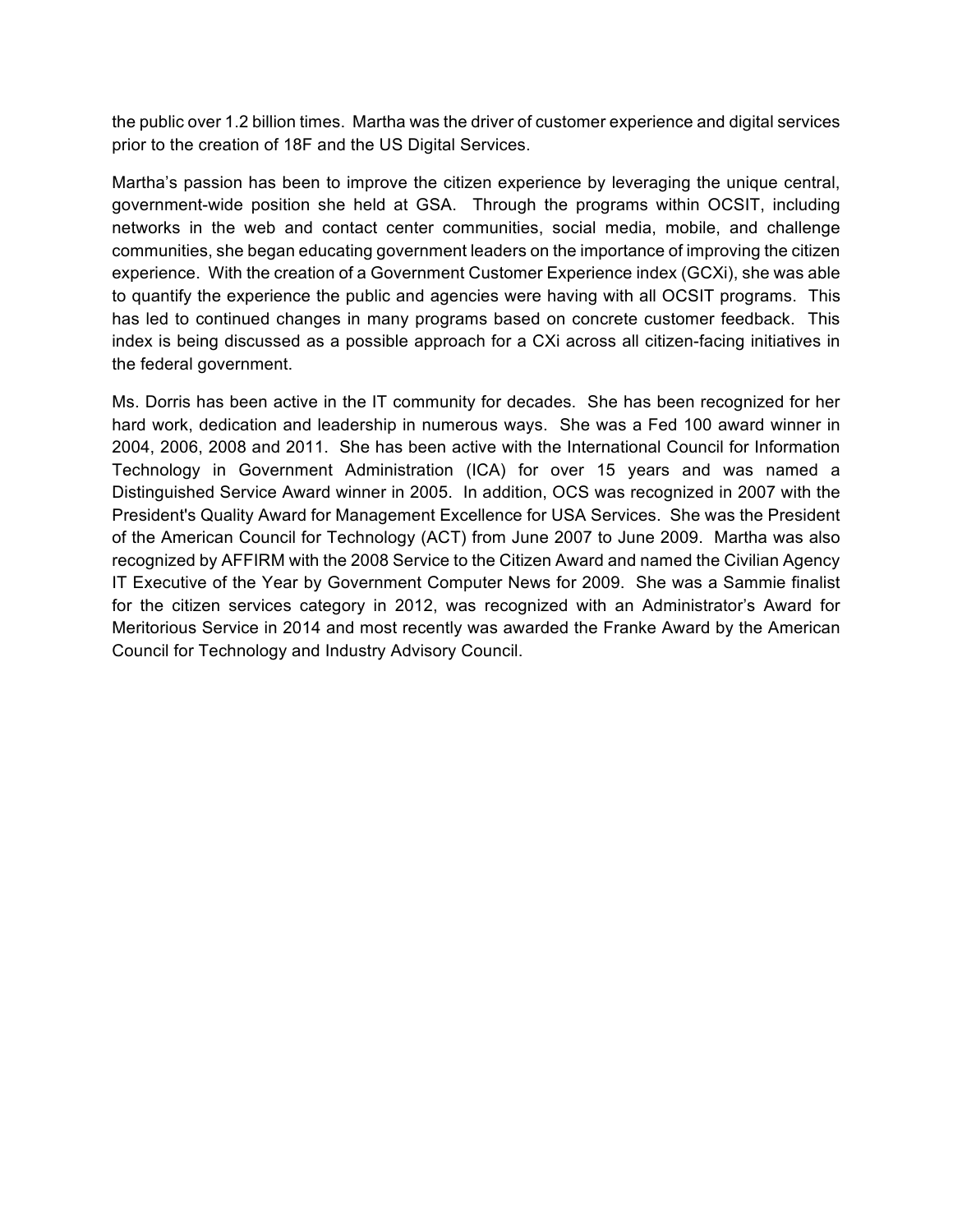the public over 1.2 billion times. Martha was the driver of customer experience and digital services prior to the creation of 18F and the US Digital Services.

Martha's passion has been to improve the citizen experience by leveraging the unique central, government-wide position she held at GSA. Through the programs within OCSIT, including networks in the web and contact center communities, social media, mobile, and challenge communities, she began educating government leaders on the importance of improving the citizen experience. With the creation of a Government Customer Experience index (GCXi), she was able to quantify the experience the public and agencies were having with all OCSIT programs. This has led to continued changes in many programs based on concrete customer feedback. This index is being discussed as a possible approach for a CXi across all citizen-facing initiatives in the federal government.

Ms. Dorris has been active in the IT community for decades. She has been recognized for her hard work, dedication and leadership in numerous ways. She was a Fed 100 award winner in 2004, 2006, 2008 and 2011. She has been active with the International Council for Information Technology in Government Administration (ICA) for over 15 years and was named a Distinguished Service Award winner in 2005. In addition, OCS was recognized in 2007 with the President's Quality Award for Management Excellence for USA Services. She was the President of the American Council for Technology (ACT) from June 2007 to June 2009. Martha was also recognized by AFFIRM with the 2008 Service to the Citizen Award and named the Civilian Agency IT Executive of the Year by Government Computer News for 2009. She was a Sammie finalist for the citizen services category in 2012, was recognized with an Administrator's Award for Meritorious Service in 2014 and most recently was awarded the Franke Award by the American Council for Technology and Industry Advisory Council.